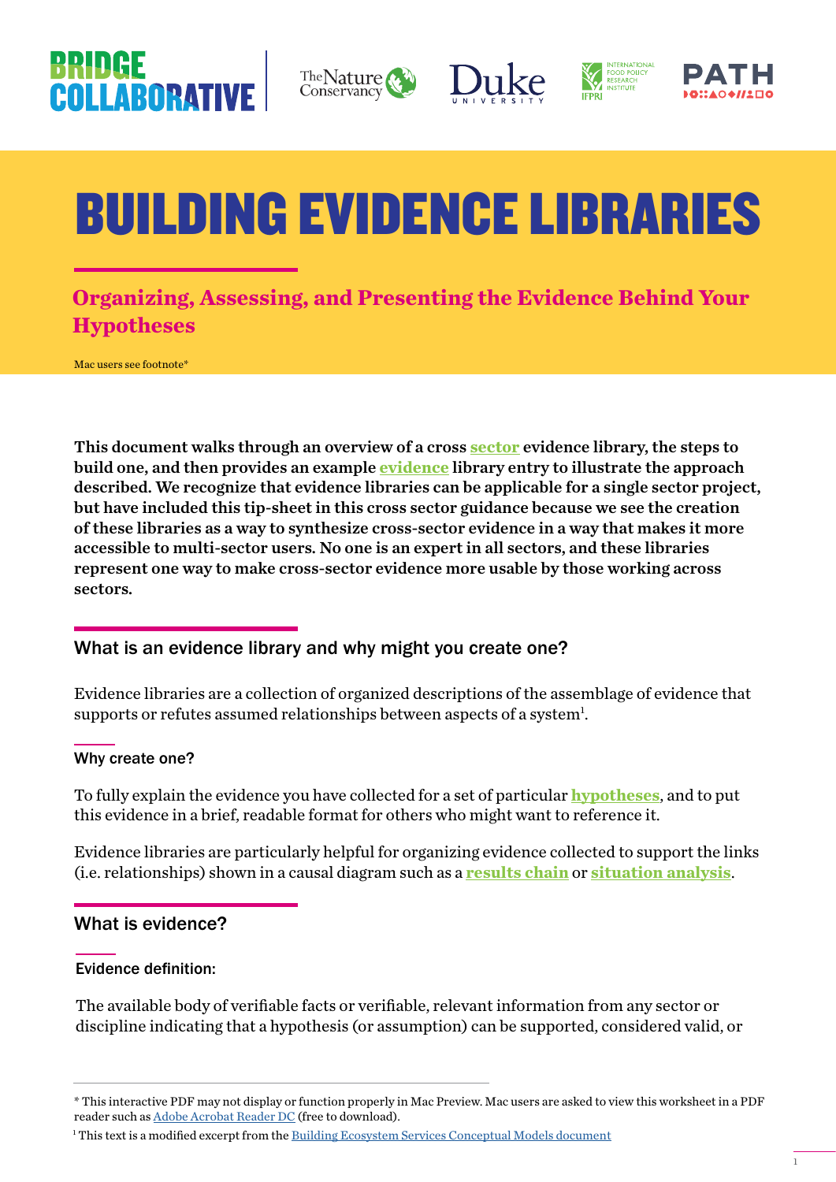# BUILDING EVIDENCE LIBRARIES

## Organizing, Assessing, and Presenting the Evidence Behind Your Hypotheses

Mac users see footnote*

**This document walks through an overview of a cross sector evidence library, the steps to build one, and then provides an example evidence library entry to illustrate the approach described. We recognize that evidence libraries can be applicable for a single sector project, but have included this tip-sheet in this cross sector guidance because we see the creation of these libraries as a way to synthesize cross-sector evidence in a way that makes it more accessible to multi-sector users. No one is an expert in all sectors, and these libraries represent one way to make cross-sector evidence more usable by those working across sectors.**

## What is an evidence library and why might you create one?

Evidence libraries are a collection of organized descriptions of the assemblage of evidence that supports or refutes assumed relationships between aspects of a system[1].

### Why create one?

To fully explain the evidence you have collected for a set of particular **hypotheses**, and to put this evidence in a brief, readable format for others who might want to reference it.

Evidence libraries are particularly helpful for organizing evidence collected to support the links (i.e. relationships) shown in a causal diagram such as a **results chain** or **situation analysis**.

## What is evidence?

### Evidence definition:

The available body of verifiable facts or verifiable, relevant information from any sector or discipline indicating that a hypothesis (or assumption) can be supported, considered valid, or

---

* This interactive PDF may not display or function properly in Mac Preview. Mac users are asked to view this worksheet in a PDF reader such as Adobe Acrobat Reader DC (free to download).

[1] This text is a modified excerpt from the Building Ecosystem Services Conceptual Models document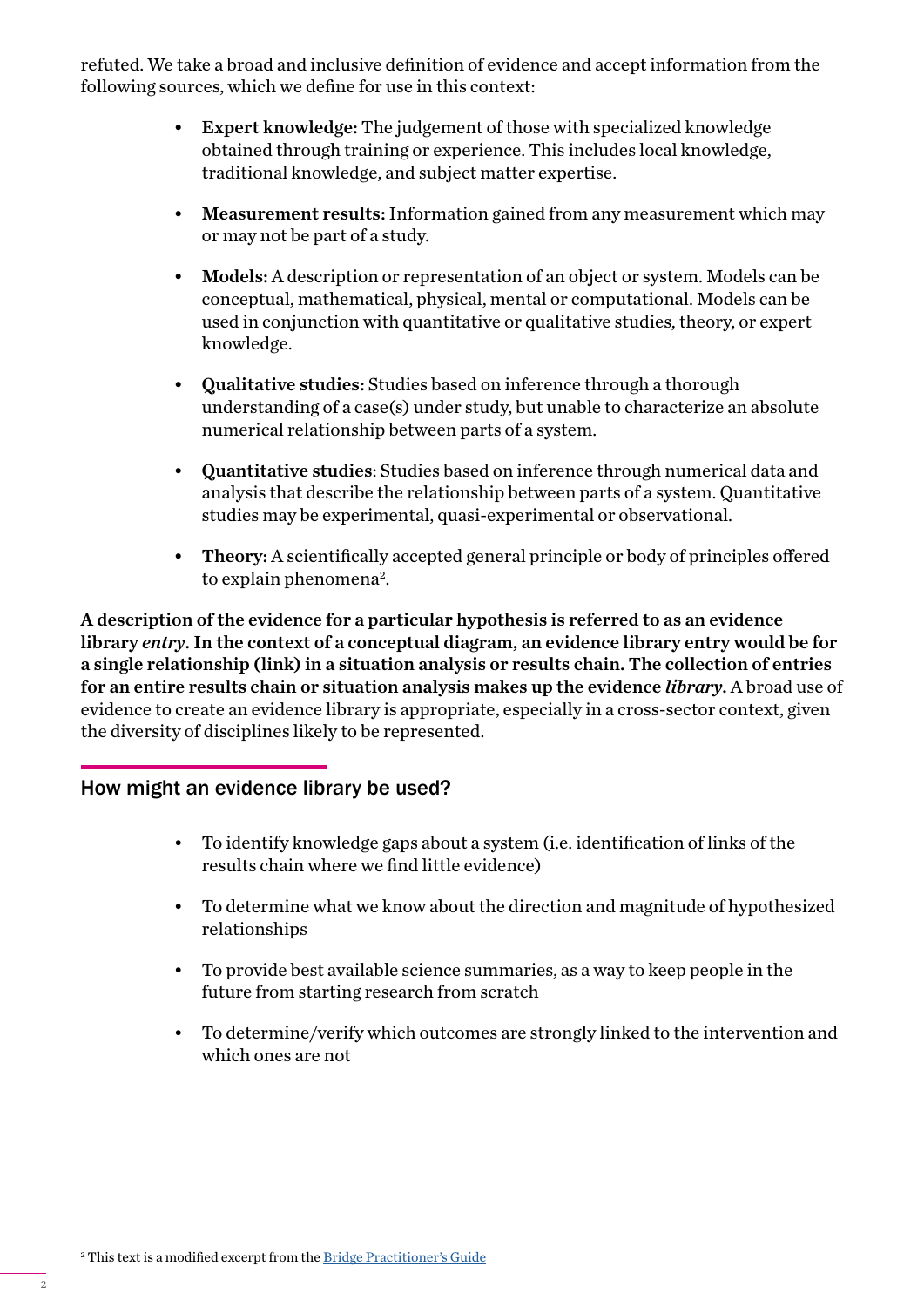refuted. We take a broad and inclusive definition of evidence and accept information from the following sources, which we define for use in this context:

- **Expert knowledge:** The judgement of those with specialized knowledge obtained through training or experience. This includes local knowledge, traditional knowledge, and subject matter expertise.
- **Measurement results:** Information gained from any measurement which may or may not be part of a study.
- **Models:** A description or representation of an object or system. Models can be conceptual, mathematical, physical, mental or computational. Models can be used in conjunction with quantitative or qualitative studies, theory, or expert knowledge.
- **Qualitative studies:** Studies based on inference through a thorough understanding of a case(s) under study, but unable to characterize an absolute numerical relationship between parts of a system.
- **Quantitative studies**: Studies based on inference through numerical data and analysis that describe the relationship between parts of a system. Quantitative studies may be experimental, quasi-experimental or observational.
- **Theory:** A scientifically accepted general principle or body of principles offered to explain phenomena[2].

**A description of the evidence for a particular hypothesis is referred to as an evidence library *entry*. In the context of a conceptual diagram, an evidence library entry would be for a single relationship (link) in a situation analysis or results chain. The collection of entries for an entire results chain or situation analysis makes up the evidence *library*.** A broad use of evidence to create an evidence library is appropriate, especially in a cross-sector context, given the diversity of disciplines likely to be represented.

## How might an evidence library be used?

- To identify knowledge gaps about a system (i.e. identification of links of the results chain where we find little evidence)
- To determine what we know about the direction and magnitude of hypothesized relationships
- To provide best available science summaries, as a way to keep people in the future from starting research from scratch
- To determine/verify which outcomes are strongly linked to the intervention and which ones are not

[2] This text is a modified excerpt from the Bridge Practitioner's Guide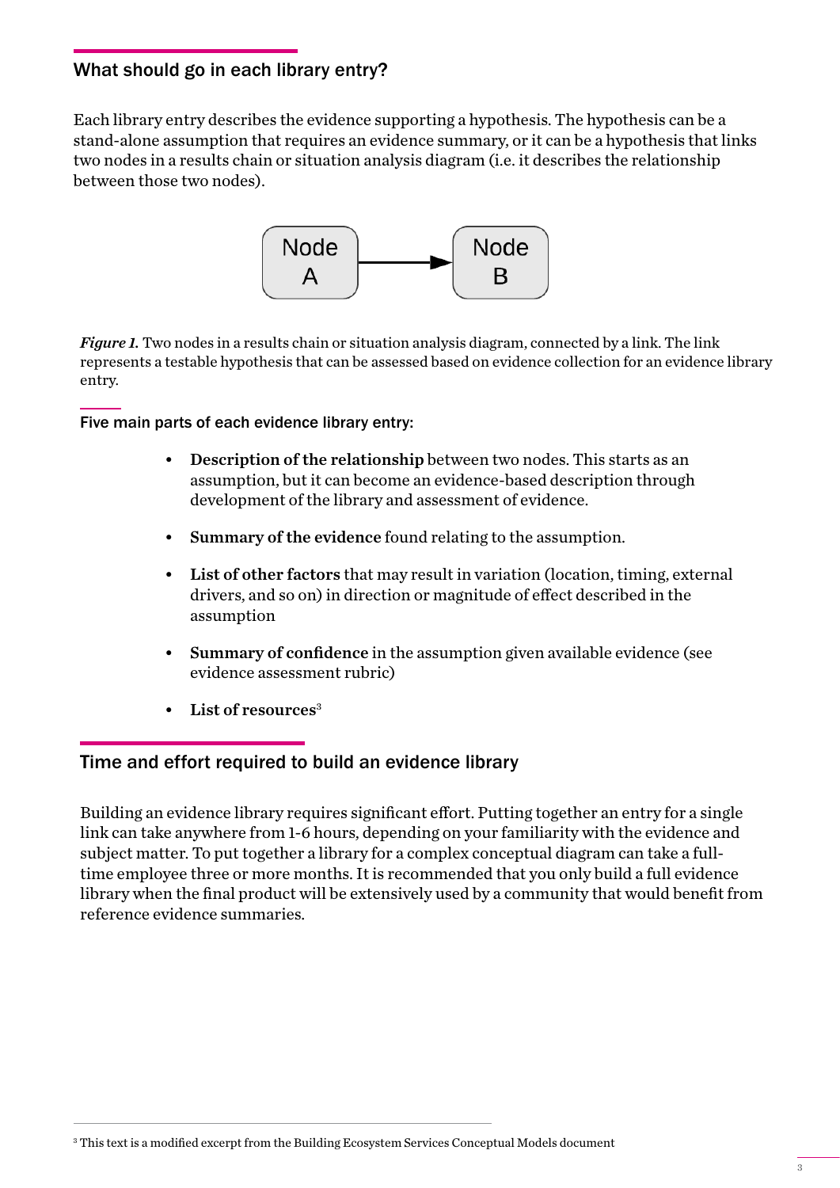## What should go in each library entry?

Each library entry describes the evidence supporting a hypothesis. The hypothesis can be a stand-alone assumption that requires an evidence summary, or it can be a hypothesis that links two nodes in a results chain or situation analysis diagram (i.e. it describes the relationship between those two nodes).

Node A → Node B

*Figure 1.* Two nodes in a results chain or situation analysis diagram, connected by a link. The link represents a testable hypothesis that can be assessed based on evidence collection for an evidence library entry.

### Five main parts of each evidence library entry:

- **Description of the relationship** between two nodes. This starts as an assumption, but it can become an evidence-based description through development of the library and assessment of evidence.
- **Summary of the evidence** found relating to the assumption.
- **List of other factors** that may result in variation (location, timing, external drivers, and so on) in direction or magnitude of effect described in the assumption
- **Summary of confidence** in the assumption given available evidence (see evidence assessment rubric)
- **List of resources**[3]

## Time and effort required to build an evidence library

Building an evidence library requires significant effort. Putting together an entry for a single link can take anywhere from 1-6 hours, depending on your familiarity with the evidence and subject matter. To put together a library for a complex conceptual diagram can take a full-time employee three or more months. It is recommended that you only build a full evidence library when the final product will be extensively used by a community that would benefit from reference evidence summaries.

[3] This text is a modified excerpt from the Building Ecosystem Services Conceptual Models document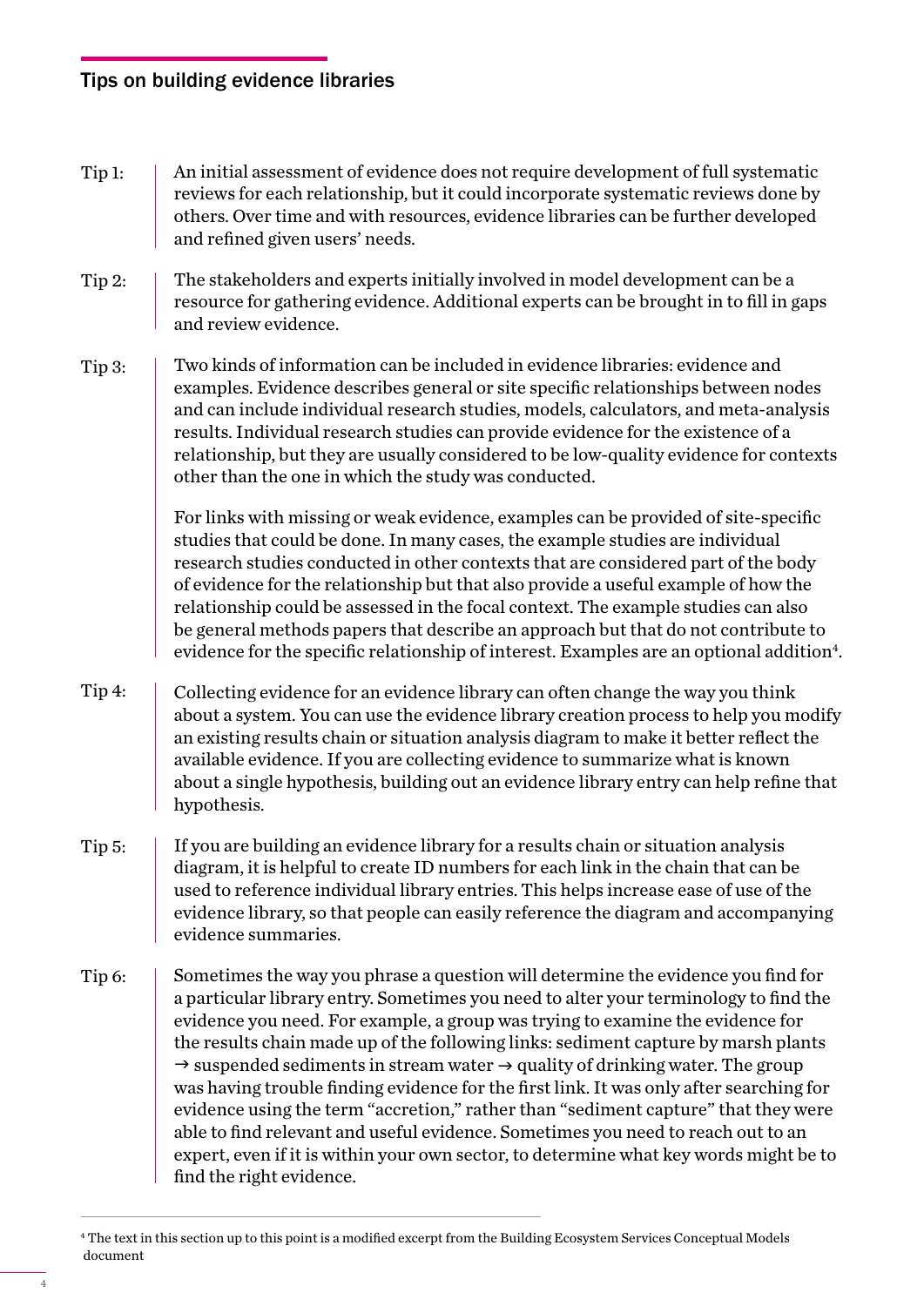## Tips on building evidence libraries

**Tip 1:** An initial assessment of evidence does not require development of full systematic reviews for each relationship, but it could incorporate systematic reviews done by others. Over time and with resources, evidence libraries can be further developed and refined given users' needs.

**Tip 2:** The stakeholders and experts initially involved in model development can be a resource for gathering evidence. Additional experts can be brought in to fill in gaps and review evidence.

**Tip 3:** Two kinds of information can be included in evidence libraries: evidence and examples. Evidence describes general or site specific relationships between nodes and can include individual research studies, models, calculators, and meta-analysis results. Individual research studies can provide evidence for the existence of a relationship, but they are usually considered to be low-quality evidence for contexts other than the one in which the study was conducted.

For links with missing or weak evidence, examples can be provided of site-specific studies that could be done. In many cases, the example studies are individual research studies conducted in other contexts that are considered part of the body of evidence for the relationship but that also provide a useful example of how the relationship could be assessed in the focal context. The example studies can also be general methods papers that describe an approach but that do not contribute to evidence for the specific relationship of interest. Examples are an optional addition[4].

**Tip 4:** Collecting evidence for an evidence library can often change the way you think about a system. You can use the evidence library creation process to help you modify an existing results chain or situation analysis diagram to make it better reflect the available evidence. If you are collecting evidence to summarize what is known about a single hypothesis, building out an evidence library entry can help refine that hypothesis.

**Tip 5:** If you are building an evidence library for a results chain or situation analysis diagram, it is helpful to create ID numbers for each link in the chain that can be used to reference individual library entries. This helps increase ease of use of the evidence library, so that people can easily reference the diagram and accompanying evidence summaries.

**Tip 6:** Sometimes the way you phrase a question will determine the evidence you find for a particular library entry. Sometimes you need to alter your terminology to find the evidence you need. For example, a group was trying to examine the evidence for the results chain made up of the following links: sediment capture by marsh plants → suspended sediments in stream water → quality of drinking water. The group was having trouble finding evidence for the first link. It was only after searching for evidence using the term "accretion," rather than "sediment capture" that they were able to find relevant and useful evidence. Sometimes you need to reach out to an expert, even if it is within your own sector, to determine what key words might be to find the right evidence.

---

[4] The text in this section up to this point is a modified excerpt from the Building Ecosystem Services Conceptual Models document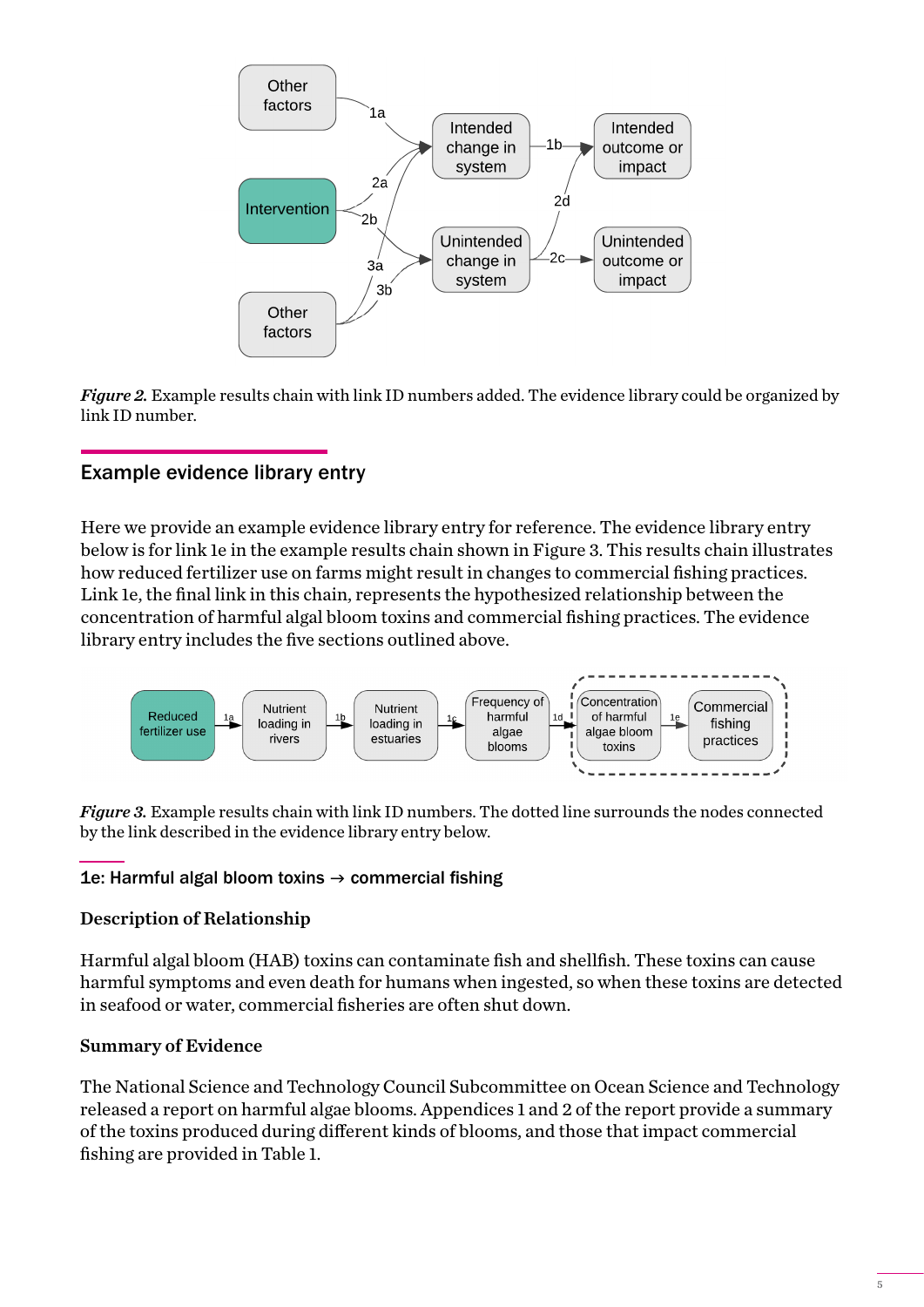*Figure 2.* Example results chain with link ID numbers added. The evidence library could be organized by link ID number.

## Example evidence library entry

Here we provide an example evidence library entry for reference. The evidence library entry below is for link 1e in the example results chain shown in Figure 3. This results chain illustrates how reduced fertilizer use on farms might result in changes to commercial fishing practices. Link 1e, the final link in this chain, represents the hypothesized relationship between the concentration of harmful algal bloom toxins and commercial fishing practices. The evidence library entry includes the five sections outlined above.

*Figure 3.* Example results chain with link ID numbers. The dotted line surrounds the nodes connected by the link described in the evidence library entry below.

### 1e: Harmful algal bloom toxins → commercial fishing

**Description of Relationship**

Harmful algal bloom (HAB) toxins can contaminate fish and shellfish. These toxins can cause harmful symptoms and even death for humans when ingested, so when these toxins are detected in seafood or water, commercial fisheries are often shut down.

**Summary of Evidence**

The National Science and Technology Council Subcommittee on Ocean Science and Technology released a report on harmful algae blooms. Appendices 1 and 2 of the report provide a summary of the toxins produced during different kinds of blooms, and those that impact commercial fishing are provided in Table 1.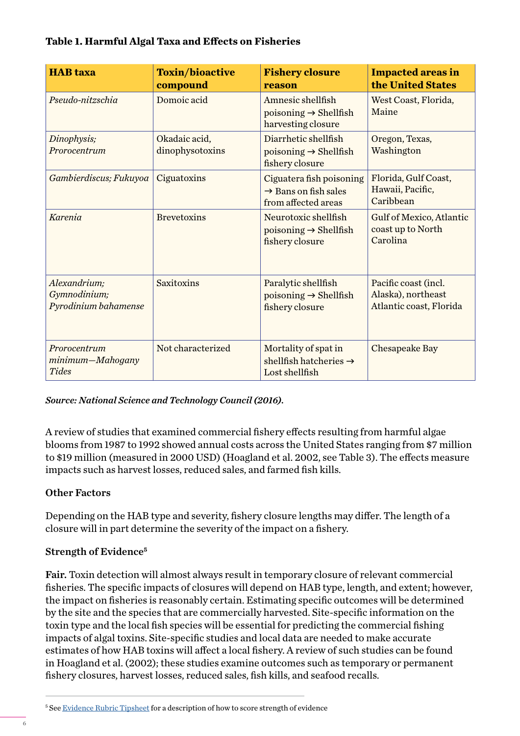**Table 1. Harmful Algal Taxa and Effects on Fisheries**

| HAB taxa | Toxin/bioactive compound | Fishery closure reason | Impacted areas in the United States |
|---|---|---|---|
| *Pseudo-nitzschia* | Domoic acid | Amnesic shellfish poisoning → Shellfish harvesting closure | West Coast, Florida, Maine |
| *Dinophysis; Prorocentrum* | Okadaic acid, dinophysotoxins | Diarrhetic shellfish poisoning → Shellfish fishery closure | Oregon, Texas, Washington |
| *Gambierdiscus; Fukuyoa* | Ciguatoxins | Ciguatera fish poisoning → Bans on fish sales from affected areas | Florida, Gulf Coast, Hawaii, Pacific, Caribbean |
| *Karenia* | Brevetoxins | Neurotoxic shellfish poisoning → Shellfish fishery closure | Gulf of Mexico, Atlantic coast up to North Carolina |
| *Alexandrium; Gymnodinium; Pyrodinium bahamense* | Saxitoxins | Paralytic shellfish poisoning → Shellfish fishery closure | Pacific coast (incl. Alaska), northeast Atlantic coast, Florida |
| *Prorocentrum minimum—Mahogany Tides* | Not characterized | Mortality of spat in shellfish hatcheries → Lost shellfish | Chesapeake Bay |

***Source: National Science and Technology Council (2016).***

A review of studies that examined commercial fishery effects resulting from harmful algae blooms from 1987 to 1992 showed annual costs across the United States ranging from $7 million to $19 million (measured in 2000 USD) (Hoagland et al. 2002, see Table 3). The effects measure impacts such as harvest losses, reduced sales, and farmed fish kills.

### Other Factors

Depending on the HAB type and severity, fishery closure lengths may differ. The length of a closure will in part determine the severity of the impact on a fishery.

### Strength of Evidence[5]

**Fair.** Toxin detection will almost always result in temporary closure of relevant commercial fisheries. The specific impacts of closures will depend on HAB type, length, and extent; however, the impact on fisheries is reasonably certain. Estimating specific outcomes will be determined by the site and the species that are commercially harvested. Site-specific information on the toxin type and the local fish species will be essential for predicting the commercial fishing impacts of algal toxins. Site-specific studies and local data are needed to make accurate estimates of how HAB toxins will affect a local fishery. A review of such studies can be found in Hoagland et al. (2002); these studies examine outcomes such as temporary or permanent fishery closures, harvest losses, reduced sales, fish kills, and seafood recalls.

---

[5] See Evidence Rubric Tipsheet for a description of how to score strength of evidence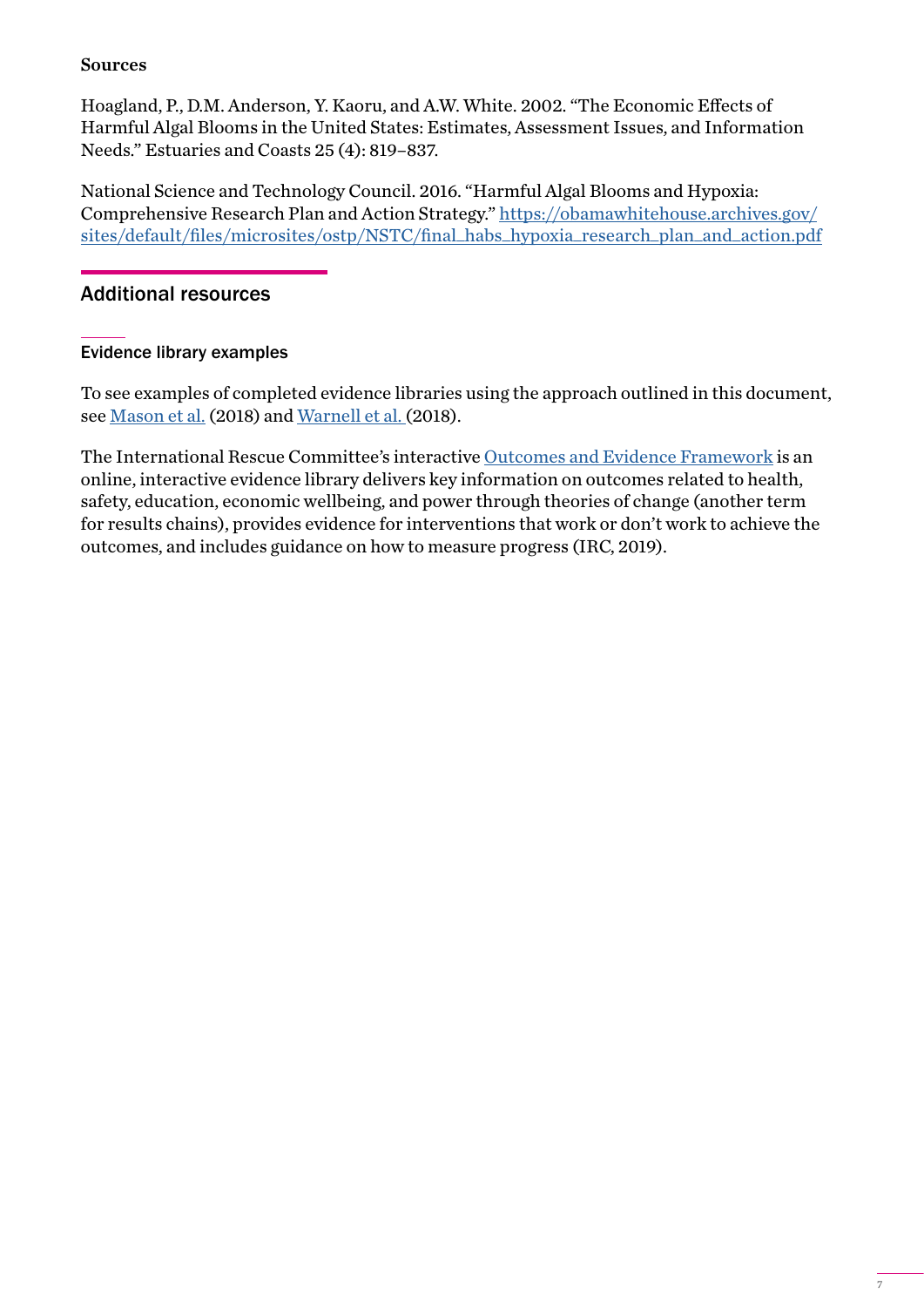**Sources**

Hoagland, P., D.M. Anderson, Y. Kaoru, and A.W. White. 2002. "The Economic Effects of Harmful Algal Blooms in the United States: Estimates, Assessment Issues, and Information Needs." Estuaries and Coasts 25 (4): 819–837.

National Science and Technology Council. 2016. "Harmful Algal Blooms and Hypoxia: Comprehensive Research Plan and Action Strategy." https://obamawhitehouse.archives.gov/sites/default/files/microsites/ostp/NSTC/final_habs_hypoxia_research_plan_and_action.pdf

## Additional resources

### Evidence library examples

To see examples of completed evidence libraries using the approach outlined in this document, see Mason et al. (2018) and Warnell et al. (2018).

The International Rescue Committee's interactive Outcomes and Evidence Framework is an online, interactive evidence library delivers key information on outcomes related to health, safety, education, economic wellbeing, and power through theories of change (another term for results chains), provides evidence for interventions that work or don't work to achieve the outcomes, and includes guidance on how to measure progress (IRC, 2019).